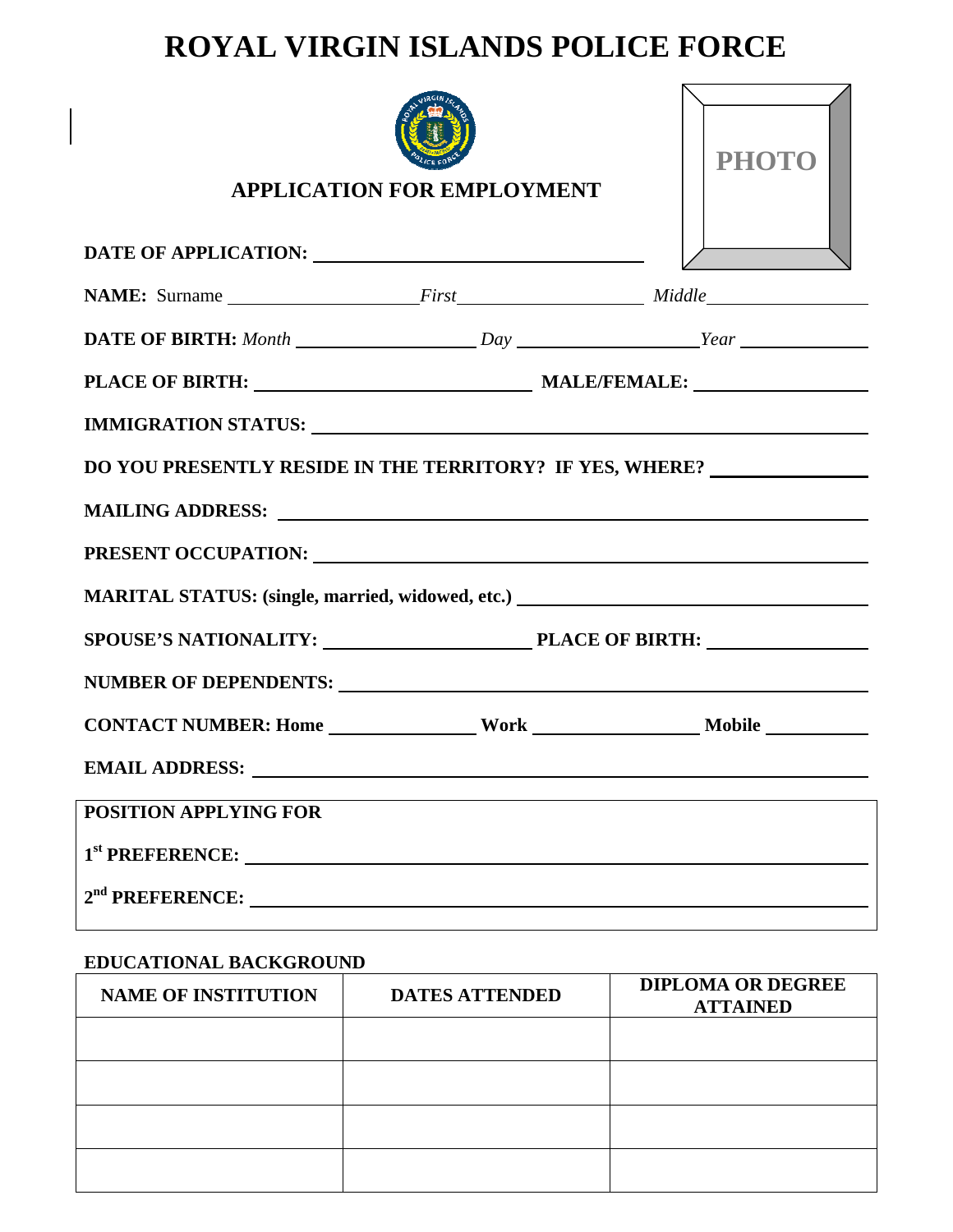# ROYAL VIRGIN ISLANDS POLICE FORCE

PHOTO

## APPLICATION FOR EMPLOYMENT

**DATE OF APPLICATION:** ______________________________

**NAME:** Surname ________________ *First* ________________ *Middle* ________________

**DATE OF BIRTH:** *Month* ________________ *Day* ________________ *Year* ____________

**PLACE OF BIRTH:** ________________________ **MALE/FEMALE:** ________________

**IMMIGRATION STATUS:** ________________________________________________

**DO YOU PRESENTLY RESIDE IN THE TERRITORY? IF YES, WHERE?** ______________

**MAILING ADDRESS:** ________________________________________________

**PRESENT OCCUPATION:** ________________________________________________

**MARITAL STATUS: (single, married, widowed, etc.)** ______________________________

**SPOUSE'S NATIONALITY:** ____________________ **PLACE OF BIRTH:** ________________

**NUMBER OF DEPENDENTS:** ________________________________________________

**CONTACT NUMBER: Home** ______________ **Work** ______________ **Mobile** __________

**EMAIL ADDRESS:** ________________________________________________

**POSITION APPLYING FOR**

**1st PREFERENCE:** ________________________________________________

**2nd PREFERENCE:** ________________________________________________

**EDUCATIONAL BACKGROUND**

| NAME OF INSTITUTION | DATES ATTENDED | DIPLOMA OR DEGREE ATTAINED |
|---|---|---|
| | | |
| | | |
| | | |
| | | |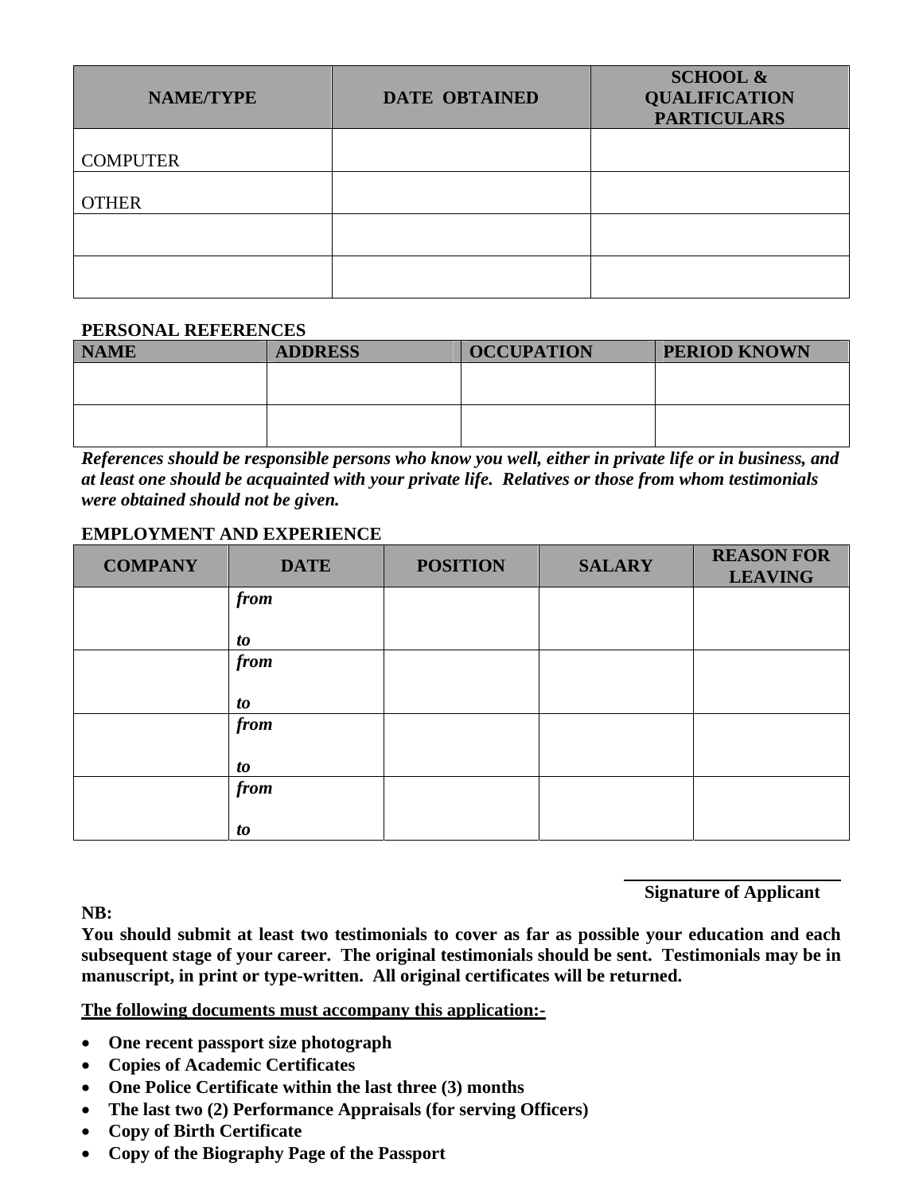| NAME/TYPE | DATE OBTAINED | SCHOOL & QUALIFICATION PARTICULARS |
|---|---|---|
| COMPUTER | | |
| OTHER | | |
| | | |
| | | |

**PERSONAL REFERENCES**

| NAME | ADDRESS | OCCUPATION | PERIOD KNOWN |
|---|---|---|---|
| | | | |
| | | | |

***References should be responsible persons who know you well, either in private life or in business, and at least one should be acquainted with your private life. Relatives or those from whom testimonials were obtained should not be given.***

**EMPLOYMENT AND EXPERIENCE**

| COMPANY | DATE | POSITION | SALARY | REASON FOR LEAVING |
|---|---|---|---|---|
| | ***from*** <br><br> ***to*** | | | |
| | ***from*** <br><br> ***to*** | | | |
| | ***from*** <br><br> ***to*** | | | |
| | ***from*** <br><br> ***to*** | | | |

\_\_\_\_\_\_\_\_\_\_\_\_\_\_\_\_\_\_\_\_\_\_\_\_\_\_\_\_

**Signature of Applicant**

**NB:**

**You should submit at least two testimonials to cover as far as possible your education and each subsequent stage of your career. The original testimonials should be sent. Testimonials may be in manuscript, in print or type-written. All original certificates will be returned.**

<u>**The following documents must accompany this application:-**</u>

- **One recent passport size photograph**
- **Copies of Academic Certificates**
- **One Police Certificate within the last three (3) months**
- **The last two (2) Performance Appraisals (for serving Officers)**
- **Copy of Birth Certificate**
- **Copy of the Biography Page of the Passport**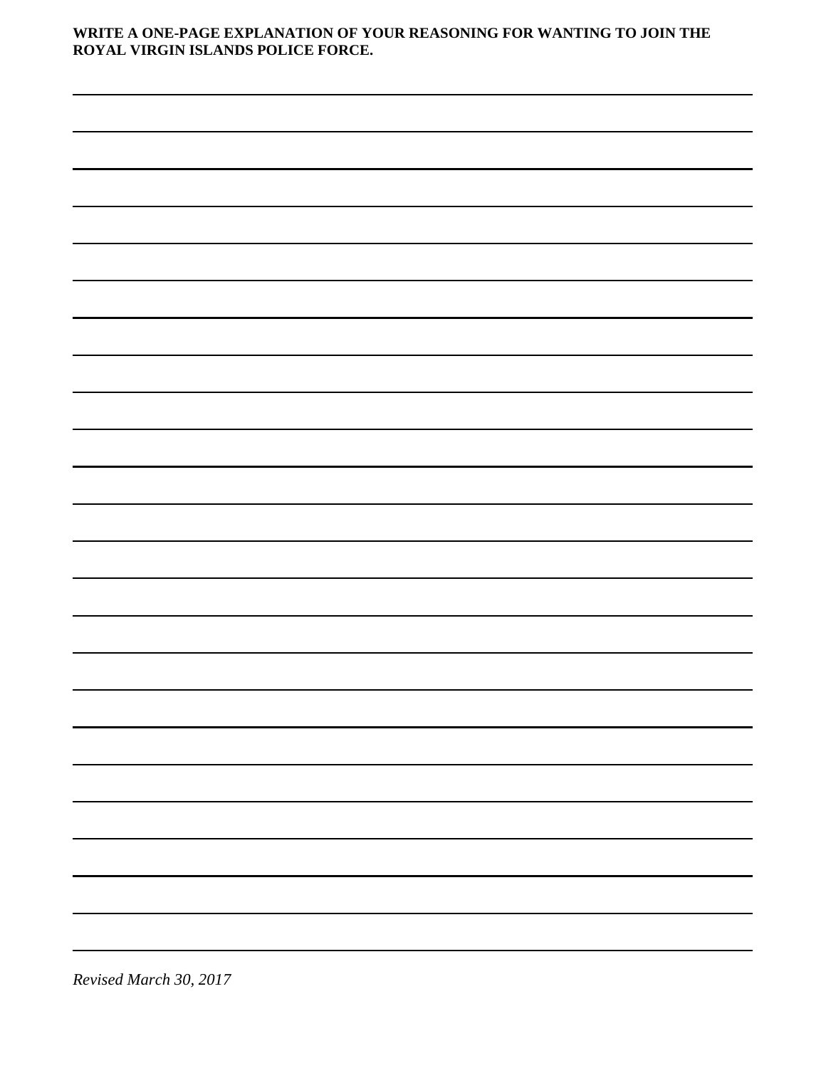**WRITE A ONE-PAGE EXPLANATION OF YOUR REASONING FOR WANTING TO JOIN THE ROYAL VIRGIN ISLANDS POLICE FORCE.**

*Revised March 30, 2017*